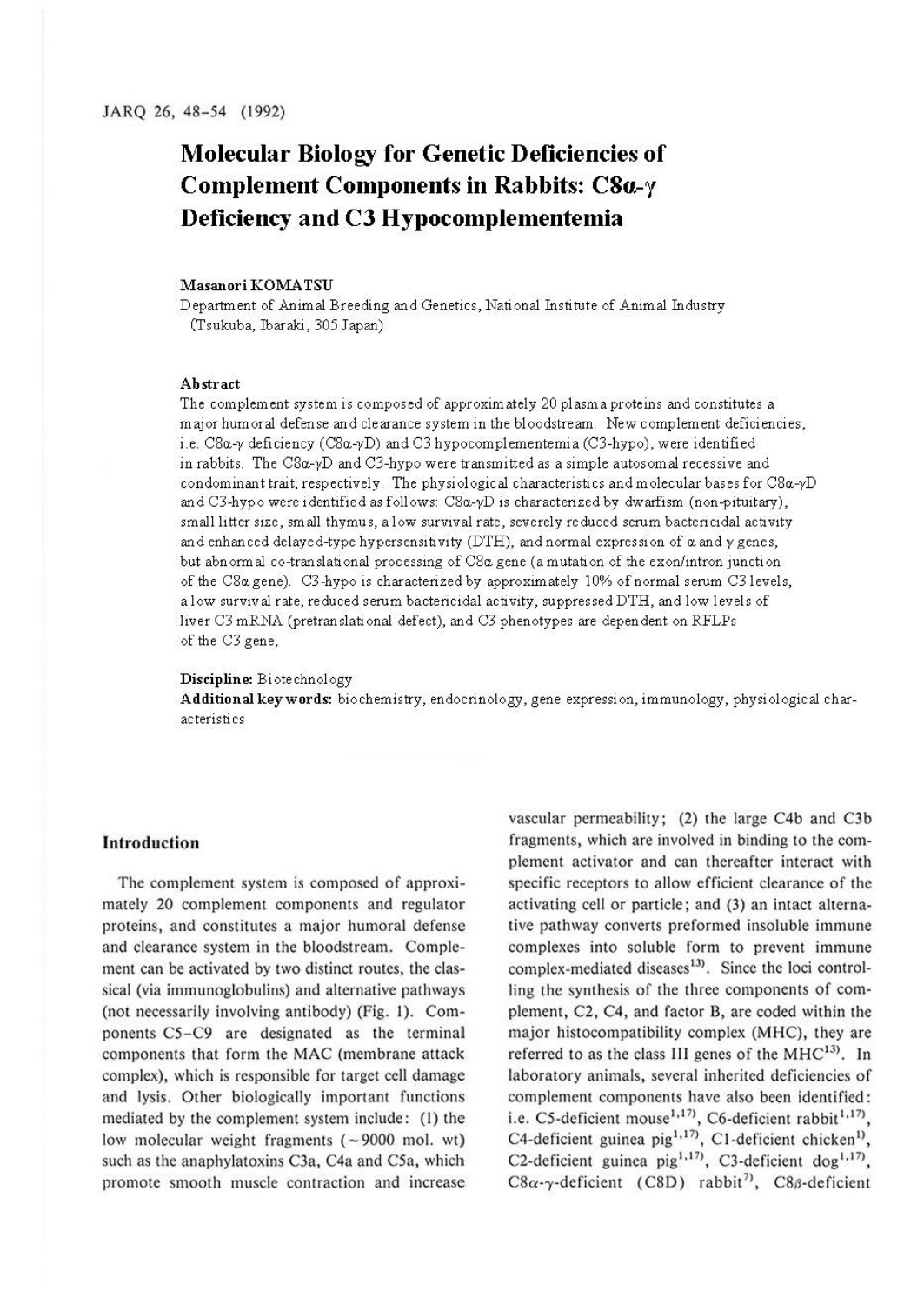# Molecular Biology for Genetic Deficiencies of Complement Components in Rabbits: C8α-γ Deficiency and C3 Hypocomplementemia

**Masanori KOMATSU**

Department of Animal Breeding and Genetics, National Institute of Animal Industry (Tsukuba, Ibaraki, 305 Japan)

### Abstract

The complement system is composed of approximately 20 plasma proteins and constitutes a major humoral defense and clearance system in the bloodstream. New complement deficiencies, i.e. C8α-γ deficiency (C8α-γD) and C3 hypocomplementemia (C3-hypo), were identified in rabbits. The C8α-γD and C3-hypo were transmitted as a simple autosomal recessive and condominant trait, respectively. The physiological characteristics and molecular bases for C8α-γD and C3-hypo were identified as follows: C8α-γD is characterized by dwarfism (non-pituitary), small litter size, small thymus, a low survival rate, severely reduced serum bactericidal activity and enhanced delayed-type hypersensitivity (DTH), and normal expression of α and γ genes, but abnormal co-translational processing of C8α gene (a mutation of the exon/intron junction of the C8α gene). C3-hypo is characterized by approximately 10% of normal serum C3 levels, a low survival rate, reduced serum bactericidal activity, suppressed DTH, and low levels of liver C3 mRNA (pretranslational defect), and C3 phenotypes are dependent on RFLPs of the C3 gene,

**Discipline:** Biotechnology
**Additional key words:** biochemistry, endocrinology, gene expression, immunology, physiological characteristics

## Introduction

The complement system is composed of approximately 20 complement components and regulator proteins, and constitutes a major humoral defense and clearance system in the bloodstream. Complement can be activated by two distinct routes, the classical (via immunoglobulins) and alternative pathways (not necessarily involving antibody) (Fig. 1). Components C5–C9 are designated as the terminal components that form the MAC (membrane attack complex), which is responsible for target cell damage and lysis. Other biologically important functions mediated by the complement system include: (1) the low molecular weight fragments (~9000 mol. wt) such as the anaphylatoxins C3a, C4a and C5a, which promote smooth muscle contraction and increase vascular permeability; (2) the large C4b and C3b fragments, which are involved in binding to the complement activator and can thereafter interact with specific receptors to allow efficient clearance of the activating cell or particle; and (3) an intact alternative pathway converts preformed insoluble immune complexes into soluble form to prevent immune complex-mediated diseases[13]. Since the loci controlling the synthesis of the three components of complement, C2, C4, and factor B, are coded within the major histocompatibility complex (MHC), they are referred to as the class III genes of the MHC[13]. In laboratory animals, several inherited deficiencies of complement components have also been identified: i.e. C5-deficient mouse[1,17], C6-deficient rabbit[1,17], C4-deficient guinea pig[1,17], C1-deficient chicken[1], C2-deficient guinea pig[1,17], C3-deficient dog[1,17], C8α-γ-deficient (C8D) rabbit[7], C8β-deficient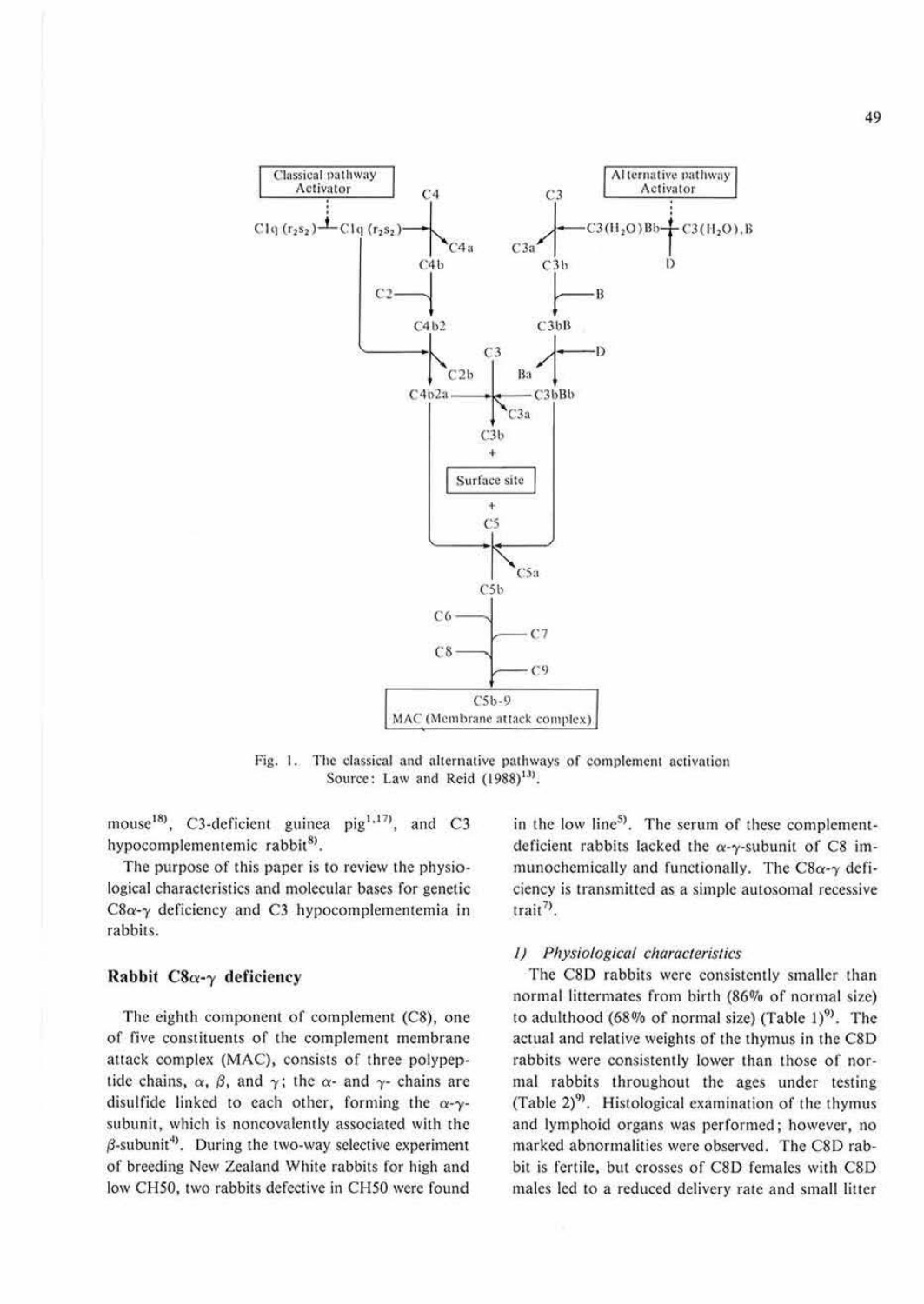Fig. 1. The classical and alternative pathways of complement activation
Source: Law and Reid (1988)[13].

mouse[18], C3-deficient guinea pig[1,17], and C3 hypocomplementemic rabbit[8].

The purpose of this paper is to review the physiological characteristics and molecular bases for genetic C8α-γ deficiency and C3 hypocomplementemia in rabbits.

## Rabbit C8α-γ deficiency

The eighth component of complement (C8), one of five constituents of the complement membrane attack complex (MAC), consists of three polypeptide chains, α, β, and γ; the α- and γ- chains are disulfide linked to each other, forming the α-γ-subunit, which is noncovalently associated with the β-subunit[4]. During the two-way selective experiment of breeding New Zealand White rabbits for high and low CH50, two rabbits defective in CH50 were found in the low line[5]. The serum of these complement-deficient rabbits lacked the α-γ-subunit of C8 immunochemically and functionally. The C8α-γ deficiency is transmitted as a simple autosomal recessive trait[7].

### 1) *Physiological characteristics*

The C8D rabbits were consistently smaller than normal littermates from birth (86% of normal size) to adulthood (68% of normal size) (Table 1)[9]. The actual and relative weights of the thymus in the C8D rabbits were consistently lower than those of normal rabbits throughout the ages under testing (Table 2)[9]. Histological examination of the thymus and lymphoid organs was performed; however, no marked abnormalities were observed. The C8D rabbit is fertile, but crosses of C8D females with C8D males led to a reduced delivery rate and small litter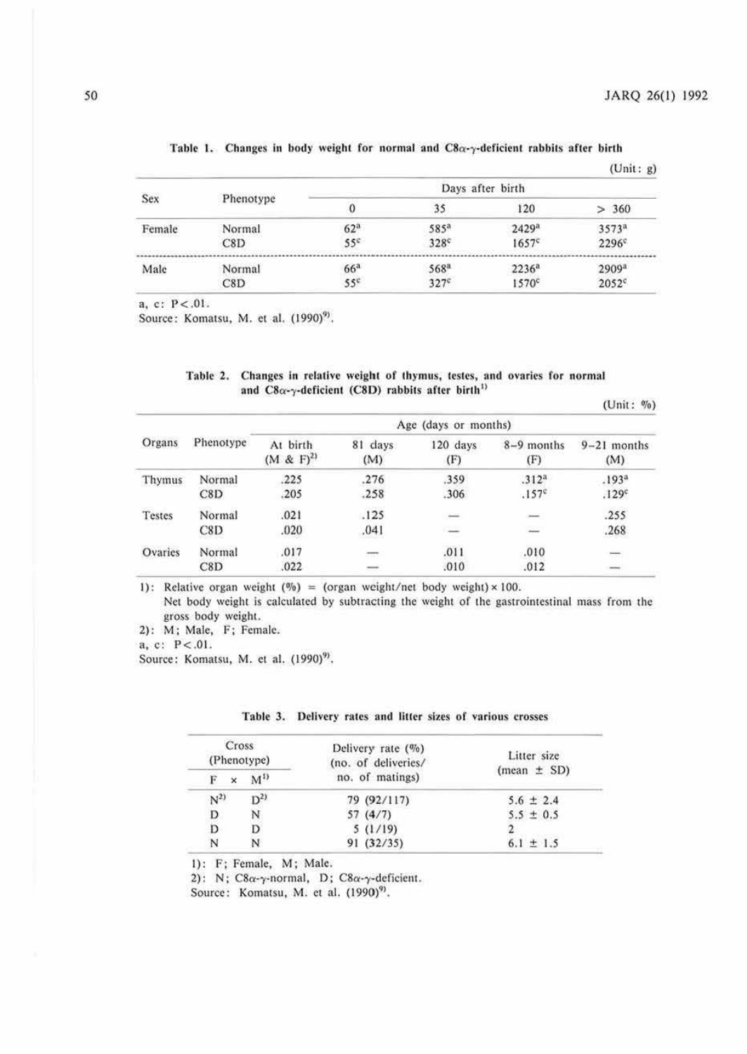Table 1. Changes in body weight for normal and C8$\alpha$-$\gamma$-deficient rabbits after birth

(Unit: g)

| Sex | Phenotype | Days after birth | | | |
|---|---|---|---|---|---|
| | | 0 | 35 | 120 | > 360 |
| Female | Normal | 62[a] | 585[a] | 2429[a] | 3573[a] |
| | C8D | 55[c] | 328[c] | 1657[c] | 2296[c] |
| Male | Normal | 66[a] | 568[a] | 2236[a] | 2909[a] |
| | C8D | 55[c] | 327[c] | 1570[c] | 2052[c] |

a, c: $P<.01$.
Source: Komatsu, M. et al. (1990)[9].

Table 2. Changes in relative weight of thymus, testes, and ovaries for normal and C8$\alpha$-$\gamma$-deficient (C8D) rabbits after birth[1)]

(Unit: %)

| Organs | Phenotype | Age (days or months) | | | | |
|---|---|---|---|---|---|---|
| | | At birth (M & F)[2)] | 81 days (M) | 120 days (F) | 8–9 months (F) | 9–21 months (M) |
| Thymus | Normal | .225 | .276 | .359 | .312[a] | .193[a] |
| | C8D | .205 | .258 | .306 | .157[c] | .129[c] |
| Testes | Normal | .021 | .125 | — | — | .255 |
| | C8D | .020 | .041 | — | — | .268 |
| Ovaries | Normal | .017 | — | .011 | .010 | — |
| | C8D | .022 | — | .010 | .012 | — |

1): Relative organ weight (%) = (organ weight/net body weight) × 100.
Net body weight is calculated by subtracting the weight of the gastrointestinal mass from the gross body weight.
2): M; Male, F; Female.
a, c: $P<.01$.
Source: Komatsu, M. et al. (1990)[9].

Table 3. Delivery rates and litter sizes of various crosses

| Cross (Phenotype) F × M[1)] | | Delivery rate (%) (no. of deliveries/ no. of matings) | Litter size (mean ± SD) |
|---|---|---|---|
| N[2)] | D[2)] | 79 (92/117) | 5.6 ± 2.4 |
| D | N | 57 (4/7) | 5.5 ± 0.5 |
| D | D | 5 (1/19) | 2 |
| N | N | 91 (32/35) | 6.1 ± 1.5 |

1): F; Female, M; Male.
2): N; C8$\alpha$-$\gamma$-normal, D; C8$\alpha$-$\gamma$-deficient.
Source: Komatsu, M. et al. (1990)[9].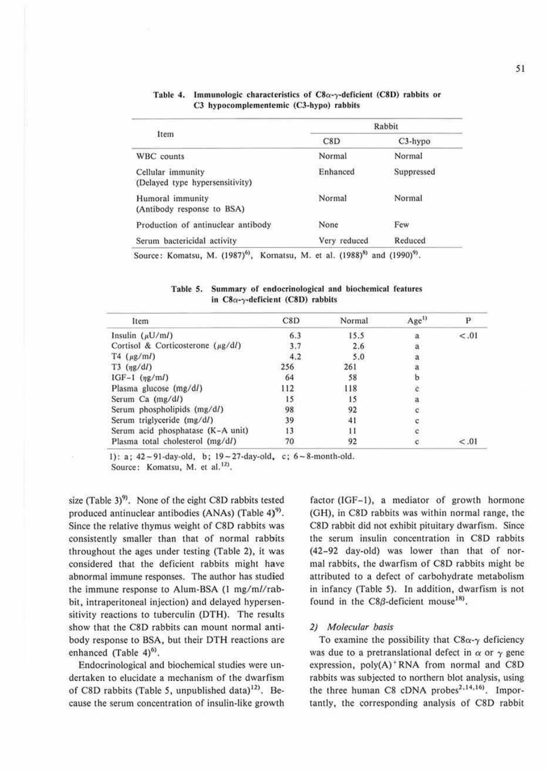**Table 4. Immunologic characteristics of C8$\alpha$-$\gamma$-deficient (C8D) rabbits or C3 hypocomplementemic (C3-hypo) rabbits**

| Item | Rabbit | |
|---|---|---|
| | C8D | C3-hypo |
| WBC counts | Normal | Normal |
| Cellular immunity (Delayed type hypersensitivity) | Enhanced | Suppressed |
| Humoral immunity (Antibody response to BSA) | Normal | Normal |
| Production of antinuclear antibody | None | Few |
| Serum bactericidal activity | Very reduced | Reduced |

Source: Komatsu, M. (1987)[6], Komatsu, M. et al. (1988)[8] and (1990)[9].

**Table 5. Summary of endocrinological and biochemical features in C8$\alpha$-$\gamma$-deficient (C8D) rabbits**

| Item | C8D | Normal | Age[1)] | P |
|---|---|---|---|---|
| Insulin ($\mu$U/m$l$) | 6.3 | 15.5 | a | <.01 |
| Cortisol & Corticosterone ($\mu$g/d$l$) | 3.7 | 2.6 | a | |
| T4 ($\mu$g/m$l$) | 4.2 | 5.0 | a | |
| T3 ($\eta$g/d$l$) | 256 | 261 | a | |
| IGF-1 ($\eta$g/m$l$) | 64 | 58 | b | |
| Plasma glucose (mg/d$l$) | 112 | 118 | c | |
| Serum Ca (mg/d$l$) | 15 | 15 | a | |
| Serum phospholipids (mg/d$l$) | 98 | 92 | c | |
| Serum triglyceride (mg/d$l$) | 39 | 41 | c | |
| Serum acid phosphatase (K-A unit) | 13 | 11 | c | |
| Plasma total cholesterol (mg/d$l$) | 70 | 92 | c | <.01 |

1): a; 42~91-day-old, b; 19~27-day-old, c; 6~8-month-old.
Source: Komatsu, M. et al.[12].

size (Table 3)[9]. None of the eight C8D rabbits tested produced antinuclear antibodies (ANAs) (Table 4)[9]. Since the relative thymus weight of C8D rabbits was consistently smaller than that of normal rabbits throughout the ages under testing (Table 2), it was considered that the deficient rabbits might have abnormal immune responses. The author has studied the immune response to Alum-BSA (1 mg/m$l$/rabbit, intraperitoneal injection) and delayed hypersensitivity reactions to tuberculin (DTH). The results show that the C8D rabbits can mount normal antibody response to BSA, but their DTH reactions are enhanced (Table 4)[6].

Endocrinological and biochemical studies were undertaken to elucidate a mechanism of the dwarfism of C8D rabbits (Table 5, unpublished data)[12]. Because the serum concentration of insulin-like growth factor (IGF-1), a mediator of growth hormone (GH), in C8D rabbits was within normal range, the C8D rabbit did not exhibit pituitary dwarfism. Since the serum insulin concentration in C8D rabbits (42-92 day-old) was lower than that of normal rabbits, the dwarfism of C8D rabbits might be attributed to a defect of carbohydrate metabolism in infancy (Table 5). In addition, dwarfism is not found in the C8$\beta$-deficient mouse[18].

### 2) *Molecular basis*

To examine the possibility that C8$\alpha$-$\gamma$ deficiency was due to a pretranslational defect in $\alpha$ or $\gamma$ gene expression, poly(A)$^+$RNA from normal and C8D rabbits was subjected to northern blot analysis, using the three human C8 cDNA probes[2,14,16]. Importantly, the corresponding analysis of C8D rabbit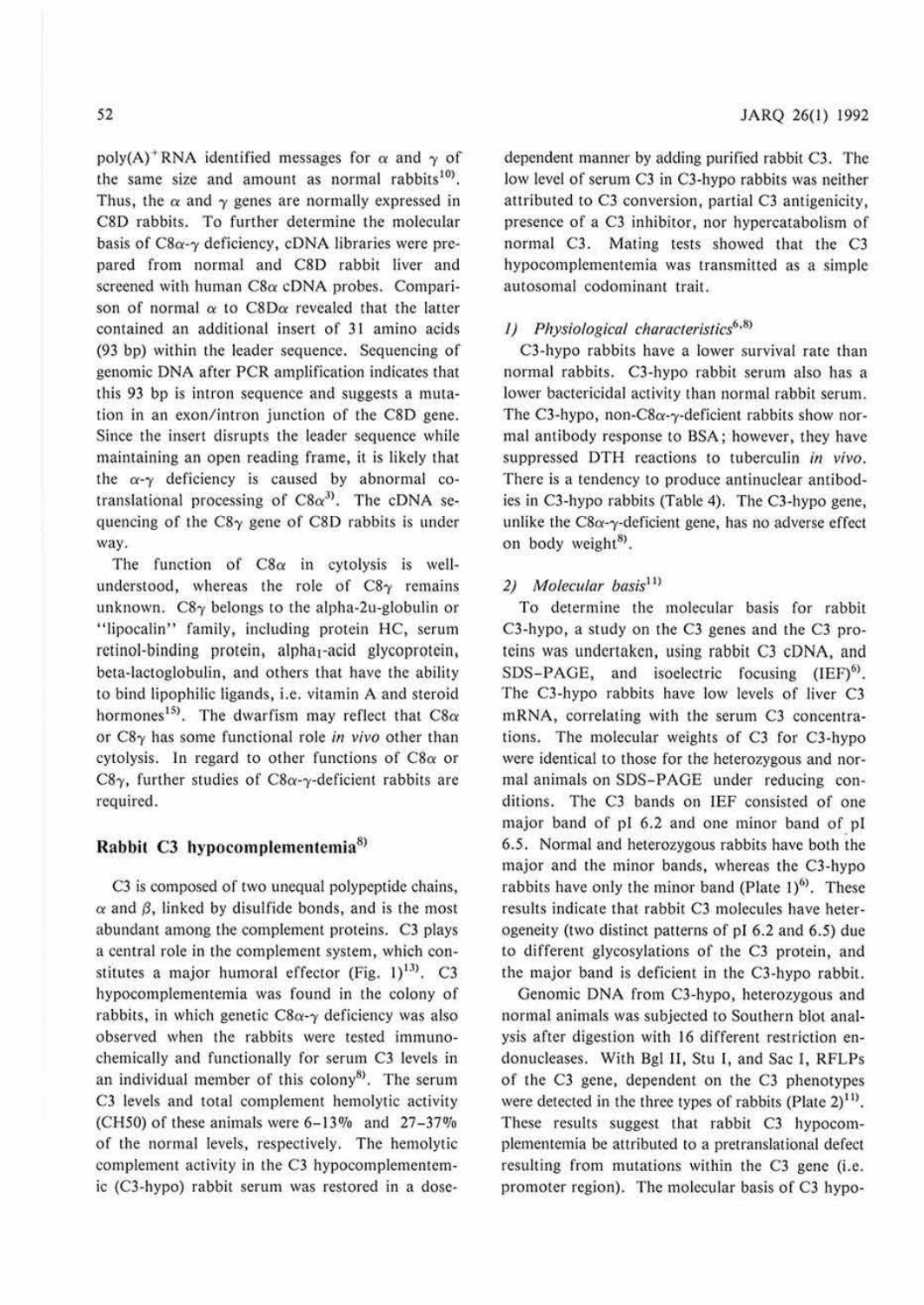poly(A)$^+$RNA identified messages for $\alpha$ and $\gamma$ of the same size and amount as normal rabbits[10]. Thus, the $\alpha$ and $\gamma$ genes are normally expressed in C8D rabbits. To further determine the molecular basis of C8$\alpha$-$\gamma$ deficiency, cDNA libraries were prepared from normal and C8D rabbit liver and screened with human C8$\alpha$ cDNA probes. Comparison of normal $\alpha$ to C8D$\alpha$ revealed that the latter contained an additional insert of 31 amino acids (93 bp) within the leader sequence. Sequencing of genomic DNA after PCR amplification indicates that this 93 bp is intron sequence and suggests a mutation in an exon/intron junction of the C8D gene. Since the insert disrupts the leader sequence while maintaining an open reading frame, it is likely that the $\alpha$-$\gamma$ deficiency is caused by abnormal co-translational processing of C8$\alpha$[3]. The cDNA sequencing of the C8$\gamma$ gene of C8D rabbits is under way.

The function of C8$\alpha$ in cytolysis is well-understood, whereas the role of C8$\gamma$ remains unknown. C8$\gamma$ belongs to the alpha-2u-globulin or "lipocalin" family, including protein HC, serum retinol-binding protein, alpha$_1$-acid glycoprotein, beta-lactoglobulin, and others that have the ability to bind lipophilic ligands, i.e. vitamin A and steroid hormones[15]. The dwarfism may reflect that C8$\alpha$ or C8$\gamma$ has some functional role *in vivo* other than cytolysis. In regard to other functions of C8$\alpha$ or C8$\gamma$, further studies of C8$\alpha$-$\gamma$-deficient rabbits are required.

## Rabbit C3 hypocomplementemia[8]

C3 is composed of two unequal polypeptide chains, $\alpha$ and $\beta$, linked by disulfide bonds, and is the most abundant among the complement proteins. C3 plays a central role in the complement system, which constitutes a major humoral effector (Fig. 1)[13]. C3 hypocomplementemia was found in the colony of rabbits, in which genetic C8$\alpha$-$\gamma$ deficiency was also observed when the rabbits were tested immunochemically and functionally for serum C3 levels in an individual member of this colony[8]. The serum C3 levels and total complement hemolytic activity (CH50) of these animals were 6–13% and 27–37% of the normal levels, respectively. The hemolytic complement activity in the C3 hypocomplementemic (C3-hypo) rabbit serum was restored in a dose-dependent manner by adding purified rabbit C3. The low level of serum C3 in C3-hypo rabbits was neither attributed to C3 conversion, partial C3 antigenicity, presence of a C3 inhibitor, nor hypercatabolism of normal C3. Mating tests showed that the C3 hypocomplementemia was transmitted as a simple autosomal codominant trait.

### 1) *Physiological characteristics*[6,8]

C3-hypo rabbits have a lower survival rate than normal rabbits. C3-hypo rabbit serum also has a lower bactericidal activity than normal rabbit serum. The C3-hypo, non-C8$\alpha$-$\gamma$-deficient rabbits show normal antibody response to BSA; however, they have suppressed DTH reactions to tuberculin *in vivo*. There is a tendency to produce antinuclear antibodies in C3-hypo rabbits (Table 4). The C3-hypo gene, unlike the C8$\alpha$-$\gamma$-deficient gene, has no adverse effect on body weight[8].

### 2) *Molecular basis*[11]

To determine the molecular basis for rabbit C3-hypo, a study on the C3 genes and the C3 proteins was undertaken, using rabbit C3 cDNA, and SDS-PAGE, and isoelectric focusing (IEF)[6]. The C3-hypo rabbits have low levels of liver C3 mRNA, correlating with the serum C3 concentrations. The molecular weights of C3 for C3-hypo were identical to those for the heterozygous and normal animals on SDS-PAGE under reducing conditions. The C3 bands on IEF consisted of one major band of pI 6.2 and one minor band of pI 6.5. Normal and heterozygous rabbits have both the major and the minor bands, whereas the C3-hypo rabbits have only the minor band (Plate 1)[6]. These results indicate that rabbit C3 molecules have heterogeneity (two distinct patterns of pI 6.2 and 6.5) due to different glycosylations of the C3 protein, and the major band is deficient in the C3-hypo rabbit.

Genomic DNA from C3-hypo, heterozygous and normal animals was subjected to Southern blot analysis after digestion with 16 different restriction endonucleases. With Bgl II, Stu I, and Sac I, RFLPs of the C3 gene, dependent on the C3 phenotypes were detected in the three types of rabbits (Plate 2)[11]. These results suggest that rabbit C3 hypocomplementemia be attributed to a pretranslational defect resulting from mutations within the C3 gene (i.e. promoter region). The molecular basis of C3 hypo-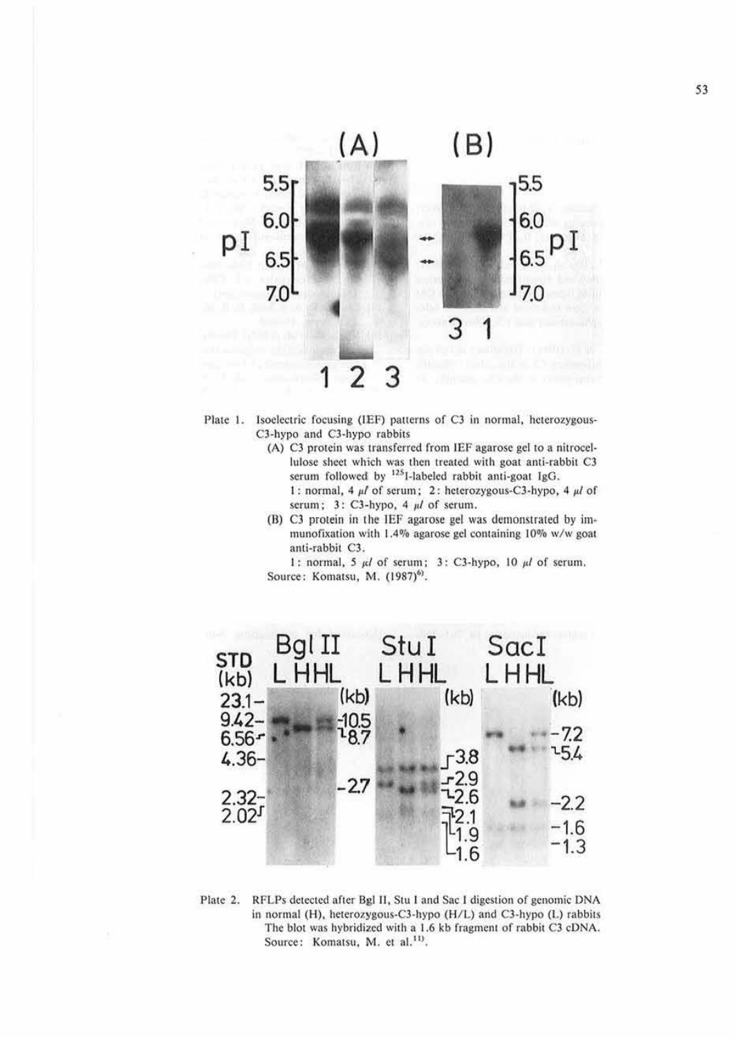Plate 1. Isoelectric focusing (IEF) patterns of C3 in normal, heterozygous-C3-hypo and C3-hypo rabbits

(A) C3 protein was transferred from IEF agarose gel to a nitrocellulose sheet which was then treated with goat anti-rabbit C3 serum followed by $^{125}$I-labeled rabbit anti-goat IgG.
1: normal, 4 $\mu l$ of serum; 2: heterozygous-C3-hypo, 4 $\mu l$ of serum; 3: C3-hypo, 4 $\mu l$ of serum.

(B) C3 protein in the IEF agarose gel was demonstrated by immunofixation with 1.4% agarose gel containing 10% w/w goat anti-rabbit C3.
1: normal, 5 $\mu l$ of serum; 3: C3-hypo, 10 $\mu l$ of serum.

Source: Komatsu, M. (1987)[6].

Plate 2. RFLPs detected after Bgl II, Stu I and Sac I digestion of genomic DNA in normal (H), heterozygous-C3-hypo (H/L) and C3-hypo (L) rabbits
The blot was hybridized with a 1.6 kb fragment of rabbit C3 cDNA.
Source: Komatsu, M. et al.[11].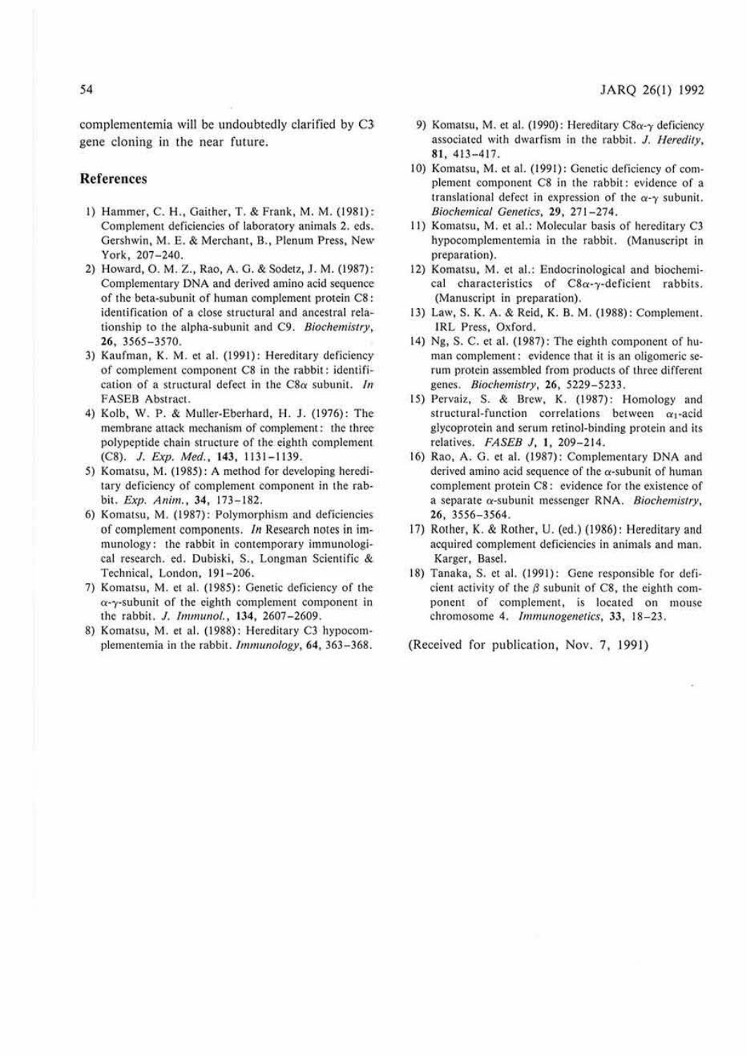complementemia will be undoubtedly clarified by C3 gene cloning in the near future.

## References

1) Hammer, C. H., Gaither, T. & Frank, M. M. (1981): Complement deficiencies of laboratory animals 2. eds. Gershwin, M. E. & Merchant, B., Plenum Press, New York, 207–240.
2) Howard, O. M. Z., Rao, A. G. & Sodetz, J. M. (1987): Complementary DNA and derived amino acid sequence of the beta-subunit of human complement protein C8: identification of a close structural and ancestral relationship to the alpha-subunit and C9. *Biochemistry*, **26**, 3565–3570.
3) Kaufman, K. M. et al. (1991): Hereditary deficiency of complement component C8 in the rabbit: identification of a structural defect in the C8$\alpha$ subunit. *In* FASEB Abstract.
4) Kolb, W. P. & Muller-Eberhard, H. J. (1976): The membrane attack mechanism of complement: the three polypeptide chain structure of the eighth complement (C8). *J. Exp. Med.*, **143**, 1131–1139.
5) Komatsu, M. (1985): A method for developing hereditary deficiency of complement component in the rabbit. *Exp. Anim.*, **34**, 173–182.
6) Komatsu, M. (1987): Polymorphism and deficiencies of complement components. *In* Research notes in immunology: the rabbit in contemporary immunological research. ed. Dubiski, S., Longman Scientific & Technical, London, 191–206.
7) Komatsu, M. et al. (1985): Genetic deficiency of the $\alpha$-$\gamma$-subunit of the eighth complement component in the rabbit. *J. Immunol.*, **134**, 2607–2609.
8) Komatsu, M. et al. (1988): Hereditary C3 hypocomplementemia in the rabbit. *Immunology*, **64**, 363–368.
9) Komatsu, M. et al. (1990): Hereditary C8$\alpha$-$\gamma$ deficiency associated with dwarfism in the rabbit. *J. Heredity*, **81**, 413–417.
10) Komatsu, M. et al. (1991): Genetic deficiency of complement component C8 in the rabbit: evidence of a translational defect in expression of the $\alpha$-$\gamma$ subunit. *Biochemical Genetics*, **29**, 271–274.
11) Komatsu, M. et al.: Molecular basis of hereditary C3 hypocomplementemia in the rabbit. (Manuscript in preparation).
12) Komatsu, M. et al.: Endocrinological and biochemical characteristics of C8$\alpha$-$\gamma$-deficient rabbits. (Manuscript in preparation).
13) Law, S. K. A. & Reid, K. B. M. (1988): Complement. IRL Press, Oxford.
14) Ng, S. C. et al. (1987): The eighth component of human complement: evidence that it is an oligomeric serum protein assembled from products of three different genes. *Biochemistry*, **26**, 5229–5233.
15) Pervaiz, S. & Brew, K. (1987): Homology and structural-function correlations between $\alpha_1$-acid glycoprotein and serum retinol-binding protein and its relatives. *FASEB J*, **1**, 209–214.
16) Rao, A. G. et al. (1987): Complementary DNA and derived amino acid sequence of the $\alpha$-subunit of human complement protein C8: evidence for the existence of a separate $\alpha$-subunit messenger RNA. *Biochemistry*, **26**, 3556–3564.
17) Rother, K. & Rother, U. (ed.) (1986): Hereditary and acquired complement deficiencies in animals and man. Karger, Basel.
18) Tanaka, S. et al. (1991): Gene responsible for deficient activity of the $\beta$ subunit of C8, the eighth component of complement, is located on mouse chromosome 4. *Immunogenetics*, **33**, 18–23.

(Received for publication, Nov. 7, 1991)